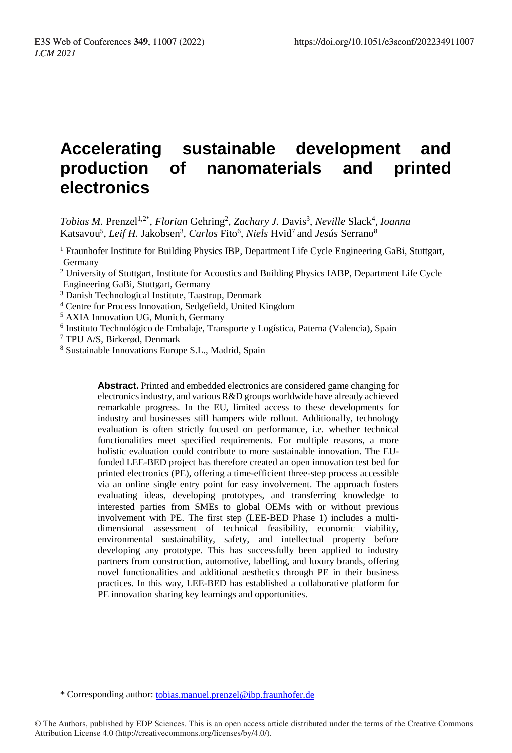# Accelerating sustainable development and production of nanomaterials and printed electronics

*Tobias M.* Prenzel[1,2*], *Florian* Gehring[2], *Zachary J.* Davis[3], *Neville* Slack[4], *Ioanna* Katsavou[5], *Leif H.* Jakobsen[3], *Carlos* Fito[6], *Niels* Hvid[7] and *Jesús* Serrano[8]

[1] Fraunhofer Institute for Building Physics IBP, Department Life Cycle Engineering GaBi, Stuttgart, Germany

[2] University of Stuttgart, Institute for Acoustics and Building Physics IABP, Department Life Cycle Engineering GaBi, Stuttgart, Germany

[3] Danish Technological Institute, Taastrup, Denmark

[4] Centre for Process Innovation, Sedgefield, United Kingdom

[5] AXIA Innovation UG, Munich, Germany

[6] Instituto Technológico de Embalaje, Transporte y Logística, Paterna (Valencia), Spain

[7] TPU A/S, Birkerød, Denmark

[8] Sustainable Innovations Europe S.L., Madrid, Spain

**Abstract.** Printed and embedded electronics are considered game changing for electronics industry, and various R&D groups worldwide have already achieved remarkable progress. In the EU, limited access to these developments for industry and businesses still hampers wide rollout. Additionally, technology evaluation is often strictly focused on performance, i.e. whether technical functionalities meet specified requirements. For multiple reasons, a more holistic evaluation could contribute to more sustainable innovation. The EU-funded LEE-BED project has therefore created an open innovation test bed for printed electronics (PE), offering a time-efficient three-step process accessible via an online single entry point for easy involvement. The approach fosters evaluating ideas, developing prototypes, and transferring knowledge to interested parties from SMEs to global OEMs with or without previous involvement with PE. The first step (LEE-BED Phase 1) includes a multi-dimensional assessment of technical feasibility, economic viability, environmental sustainability, safety, and intellectual property before developing any prototype. This has successfully been applied to industry partners from construction, automotive, labelling, and luxury brands, offering novel functionalities and additional aesthetics through PE in their business practices. In this way, LEE-BED has established a collaborative platform for PE innovation sharing key learnings and opportunities.

---

* Corresponding author: tobias.manuel.prenzel@ibp.fraunhofer.de

© The Authors, published by EDP Sciences. This is an open access article distributed under the terms of the Creative Commons Attribution License 4.0 (http://creativecommons.org/licenses/by/4.0/).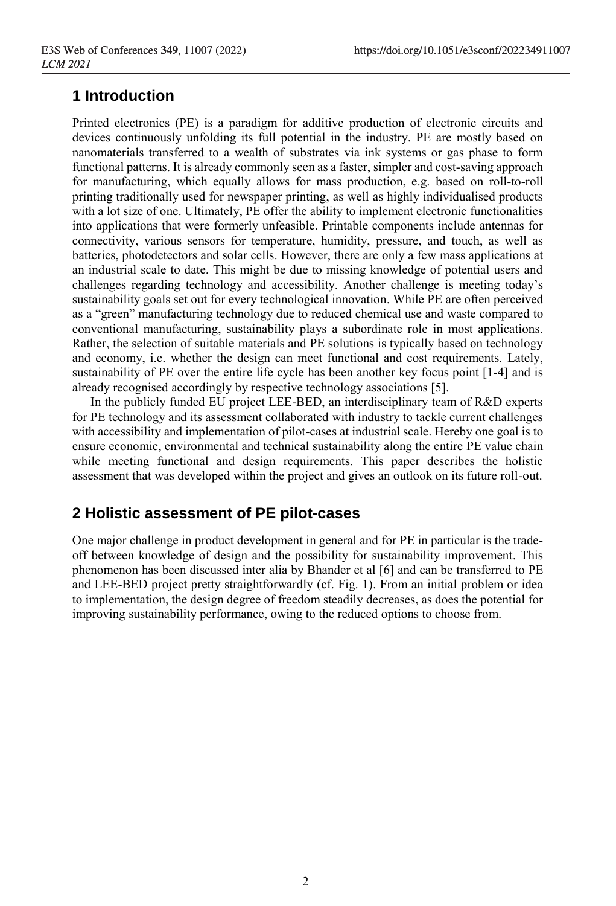## 1 Introduction

Printed electronics (PE) is a paradigm for additive production of electronic circuits and devices continuously unfolding its full potential in the industry. PE are mostly based on nanomaterials transferred to a wealth of substrates via ink systems or gas phase to form functional patterns. It is already commonly seen as a faster, simpler and cost-saving approach for manufacturing, which equally allows for mass production, e.g. based on roll-to-roll printing traditionally used for newspaper printing, as well as highly individualised products with a lot size of one. Ultimately, PE offer the ability to implement electronic functionalities into applications that were formerly unfeasible. Printable components include antennas for connectivity, various sensors for temperature, humidity, pressure, and touch, as well as batteries, photodetectors and solar cells. However, there are only a few mass applications at an industrial scale to date. This might be due to missing knowledge of potential users and challenges regarding technology and accessibility. Another challenge is meeting today's sustainability goals set out for every technological innovation. While PE are often perceived as a "green" manufacturing technology due to reduced chemical use and waste compared to conventional manufacturing, sustainability plays a subordinate role in most applications. Rather, the selection of suitable materials and PE solutions is typically based on technology and economy, i.e. whether the design can meet functional and cost requirements. Lately, sustainability of PE over the entire life cycle has been another key focus point [1-4] and is already recognised accordingly by respective technology associations [5].

In the publicly funded EU project LEE-BED, an interdisciplinary team of R&D experts for PE technology and its assessment collaborated with industry to tackle current challenges with accessibility and implementation of pilot-cases at industrial scale. Hereby one goal is to ensure economic, environmental and technical sustainability along the entire PE value chain while meeting functional and design requirements. This paper describes the holistic assessment that was developed within the project and gives an outlook on its future roll-out.

## 2 Holistic assessment of PE pilot-cases

One major challenge in product development in general and for PE in particular is the trade-off between knowledge of design and the possibility for sustainability improvement. This phenomenon has been discussed inter alia by Bhander et al [6] and can be transferred to PE and LEE-BED project pretty straightforwardly (cf. Fig. 1). From an initial problem or idea to implementation, the design degree of freedom steadily decreases, as does the potential for improving sustainability performance, owing to the reduced options to choose from.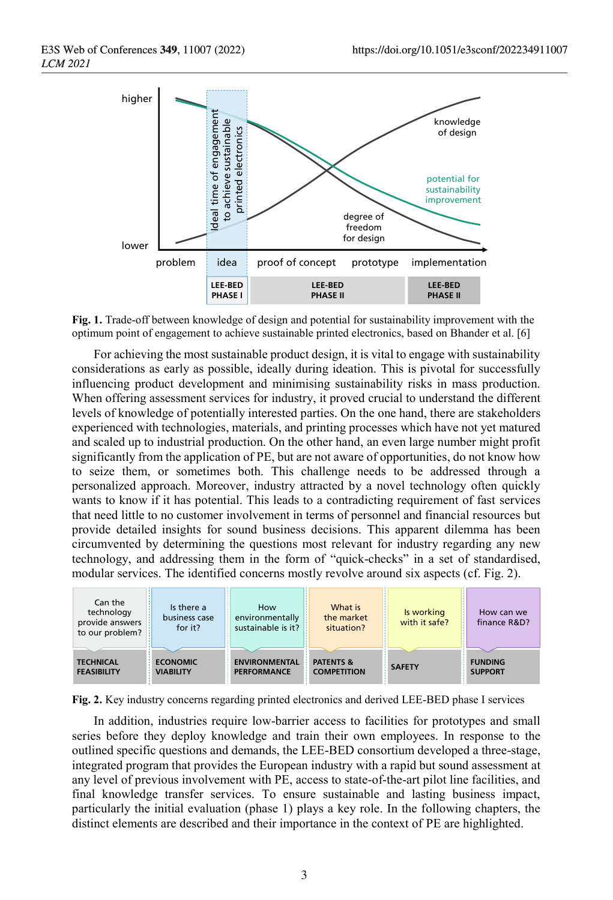Fig. 1. Trade-off between knowledge of design and potential for sustainability improvement with the optimum point of engagement to achieve sustainable printed electronics, based on Bhander et al. [6]

For achieving the most sustainable product design, it is vital to engage with sustainability considerations as early as possible, ideally during ideation. This is pivotal for successfully influencing product development and minimising sustainability risks in mass production. When offering assessment services for industry, it proved crucial to understand the different levels of knowledge of potentially interested parties. On the one hand, there are stakeholders experienced with technologies, materials, and printing processes which have not yet matured and scaled up to industrial production. On the other hand, an even large number might profit significantly from the application of PE, but are not aware of opportunities, do not know how to seize them, or sometimes both. This challenge needs to be addressed through a personalized approach. Moreover, industry attracted by a novel technology often quickly wants to know if it has potential. This leads to a contradicting requirement of fast services that need little to no customer involvement in terms of personnel and financial resources but provide detailed insights for sound business decisions. This apparent dilemma has been circumvented by determining the questions most relevant for industry regarding any new technology, and addressing them in the form of "quick-checks" in a set of standardised, modular services. The identified concerns mostly revolve around six aspects (cf. Fig. 2).

| Can the technology provide answers to our problem? | Is there a business case for it? | How environmentally sustainable is it? | What is the market situation? | Is working with it safe? | How can we finance R&D? |
|---|---|---|---|---|---|
| TECHNICAL FEASIBILITY | ECONOMIC VIABILITY | ENVIRONMENTAL PERFORMANCE | PATENTS & COMPETITION | SAFETY | FUNDING SUPPORT |

Fig. 2. Key industry concerns regarding printed electronics and derived LEE-BED phase I services

In addition, industries require low-barrier access to facilities for prototypes and small series before they deploy knowledge and train their own employees. In response to the outlined specific questions and demands, the LEE-BED consortium developed a three-stage, integrated program that provides the European industry with a rapid but sound assessment at any level of previous involvement with PE, access to state-of-the-art pilot line facilities, and final knowledge transfer services. To ensure sustainable and lasting business impact, particularly the initial evaluation (phase 1) plays a key role. In the following chapters, the distinct elements are described and their importance in the context of PE are highlighted.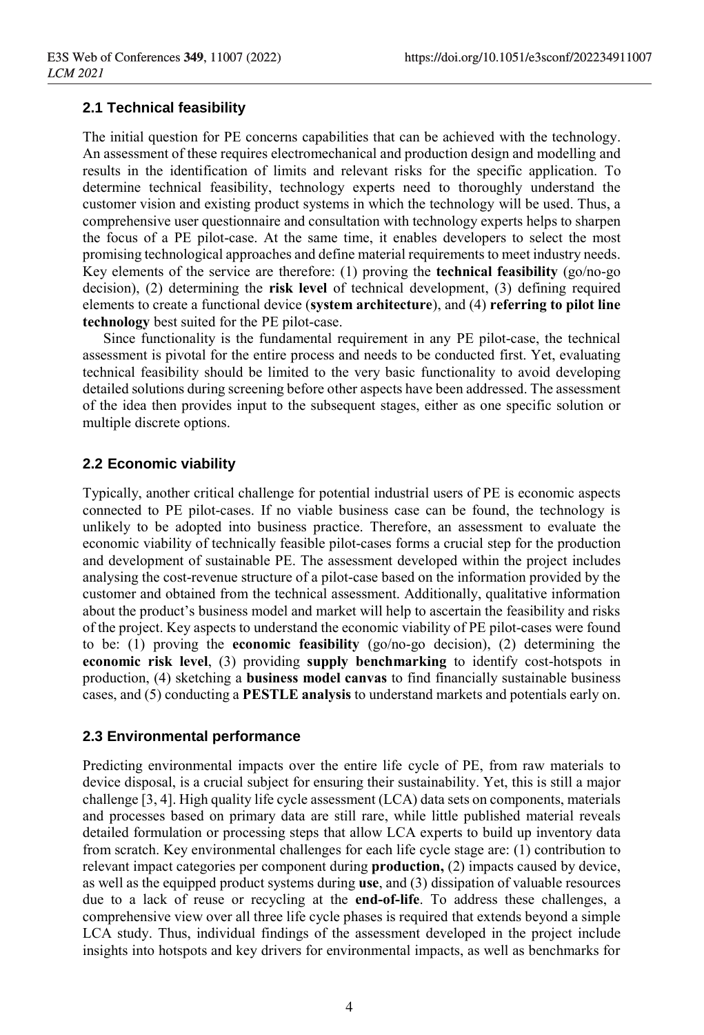### 2.1 Technical feasibility

The initial question for PE concerns capabilities that can be achieved with the technology. An assessment of these requires electromechanical and production design and modelling and results in the identification of limits and relevant risks for the specific application. To determine technical feasibility, technology experts need to thoroughly understand the customer vision and existing product systems in which the technology will be used. Thus, a comprehensive user questionnaire and consultation with technology experts helps to sharpen the focus of a PE pilot-case. At the same time, it enables developers to select the most promising technological approaches and define material requirements to meet industry needs. Key elements of the service are therefore: (1) proving the **technical feasibility** (go/no-go decision), (2) determining the **risk level** of technical development, (3) defining required elements to create a functional device (**system architecture**), and (4) **referring to pilot line technology** best suited for the PE pilot-case.

Since functionality is the fundamental requirement in any PE pilot-case, the technical assessment is pivotal for the entire process and needs to be conducted first. Yet, evaluating technical feasibility should be limited to the very basic functionality to avoid developing detailed solutions during screening before other aspects have been addressed. The assessment of the idea then provides input to the subsequent stages, either as one specific solution or multiple discrete options.

### 2.2 Economic viability

Typically, another critical challenge for potential industrial users of PE is economic aspects connected to PE pilot-cases. If no viable business case can be found, the technology is unlikely to be adopted into business practice. Therefore, an assessment to evaluate the economic viability of technically feasible pilot-cases forms a crucial step for the production and development of sustainable PE. The assessment developed within the project includes analysing the cost-revenue structure of a pilot-case based on the information provided by the customer and obtained from the technical assessment. Additionally, qualitative information about the product's business model and market will help to ascertain the feasibility and risks of the project. Key aspects to understand the economic viability of PE pilot-cases were found to be: (1) proving the **economic feasibility** (go/no-go decision), (2) determining the **economic risk level**, (3) providing **supply benchmarking** to identify cost-hotspots in production, (4) sketching a **business model canvas** to find financially sustainable business cases, and (5) conducting a **PESTLE analysis** to understand markets and potentials early on.

### 2.3 Environmental performance

Predicting environmental impacts over the entire life cycle of PE, from raw materials to device disposal, is a crucial subject for ensuring their sustainability. Yet, this is still a major challenge [3, 4]. High quality life cycle assessment (LCA) data sets on components, materials and processes based on primary data are still rare, while little published material reveals detailed formulation or processing steps that allow LCA experts to build up inventory data from scratch. Key environmental challenges for each life cycle stage are: (1) contribution to relevant impact categories per component during **production,** (2) impacts caused by device, as well as the equipped product systems during **use**, and (3) dissipation of valuable resources due to a lack of reuse or recycling at the **end-of-life**. To address these challenges, a comprehensive view over all three life cycle phases is required that extends beyond a simple LCA study. Thus, individual findings of the assessment developed in the project include insights into hotspots and key drivers for environmental impacts, as well as benchmarks for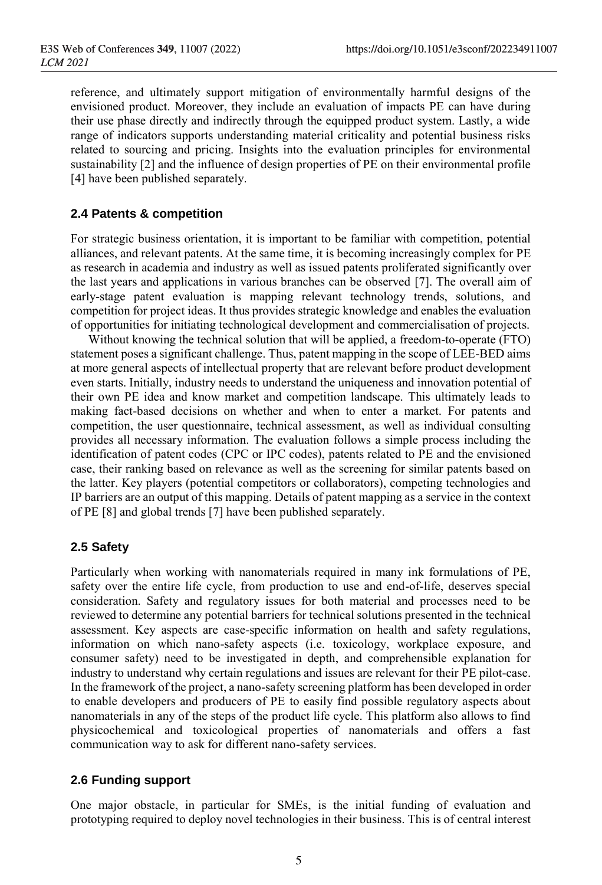reference, and ultimately support mitigation of environmentally harmful designs of the envisioned product. Moreover, they include an evaluation of impacts PE can have during their use phase directly and indirectly through the equipped product system. Lastly, a wide range of indicators supports understanding material criticality and potential business risks related to sourcing and pricing. Insights into the evaluation principles for environmental sustainability [2] and the influence of design properties of PE on their environmental profile [4] have been published separately.

### 2.4 Patents & competition

For strategic business orientation, it is important to be familiar with competition, potential alliances, and relevant patents. At the same time, it is becoming increasingly complex for PE as research in academia and industry as well as issued patents proliferated significantly over the last years and applications in various branches can be observed [7]. The overall aim of early-stage patent evaluation is mapping relevant technology trends, solutions, and competition for project ideas. It thus provides strategic knowledge and enables the evaluation of opportunities for initiating technological development and commercialisation of projects.

Without knowing the technical solution that will be applied, a freedom-to-operate (FTO) statement poses a significant challenge. Thus, patent mapping in the scope of LEE-BED aims at more general aspects of intellectual property that are relevant before product development even starts. Initially, industry needs to understand the uniqueness and innovation potential of their own PE idea and know market and competition landscape. This ultimately leads to making fact-based decisions on whether and when to enter a market. For patents and competition, the user questionnaire, technical assessment, as well as individual consulting provides all necessary information. The evaluation follows a simple process including the identification of patent codes (CPC or IPC codes), patents related to PE and the envisioned case, their ranking based on relevance as well as the screening for similar patents based on the latter. Key players (potential competitors or collaborators), competing technologies and IP barriers are an output of this mapping. Details of patent mapping as a service in the context of PE [8] and global trends [7] have been published separately.

### 2.5 Safety

Particularly when working with nanomaterials required in many ink formulations of PE, safety over the entire life cycle, from production to use and end-of-life, deserves special consideration. Safety and regulatory issues for both material and processes need to be reviewed to determine any potential barriers for technical solutions presented in the technical assessment. Key aspects are case-specific information on health and safety regulations, information on which nano-safety aspects (i.e. toxicology, workplace exposure, and consumer safety) need to be investigated in depth, and comprehensible explanation for industry to understand why certain regulations and issues are relevant for their PE pilot-case. In the framework of the project, a nano-safety screening platform has been developed in order to enable developers and producers of PE to easily find possible regulatory aspects about nanomaterials in any of the steps of the product life cycle. This platform also allows to find physicochemical and toxicological properties of nanomaterials and offers a fast communication way to ask for different nano-safety services.

### 2.6 Funding support

One major obstacle, in particular for SMEs, is the initial funding of evaluation and prototyping required to deploy novel technologies in their business. This is of central interest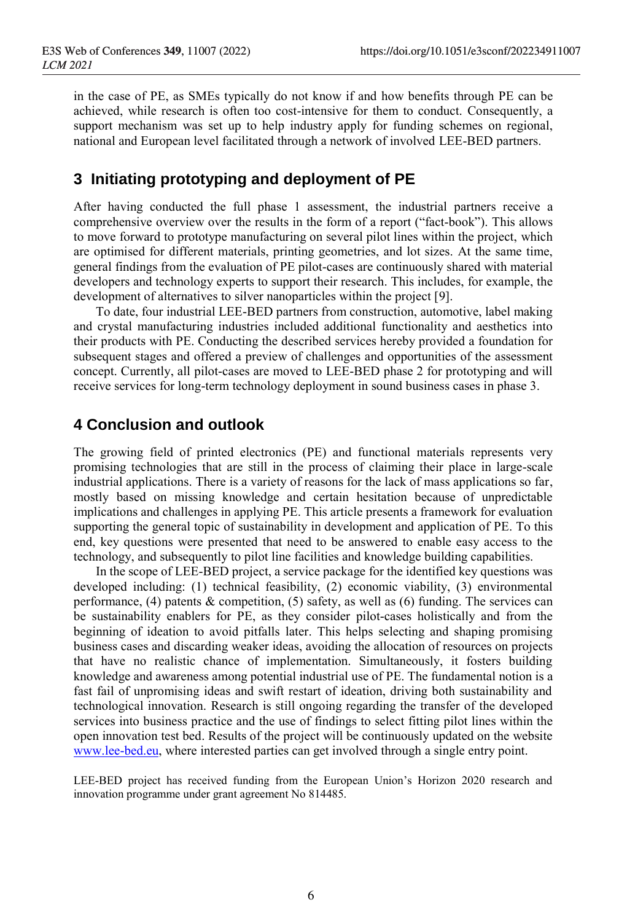in the case of PE, as SMEs typically do not know if and how benefits through PE can be achieved, while research is often too cost-intensive for them to conduct. Consequently, a support mechanism was set up to help industry apply for funding schemes on regional, national and European level facilitated through a network of involved LEE-BED partners.

## 3 Initiating prototyping and deployment of PE

After having conducted the full phase 1 assessment, the industrial partners receive a comprehensive overview over the results in the form of a report ("fact-book"). This allows to move forward to prototype manufacturing on several pilot lines within the project, which are optimised for different materials, printing geometries, and lot sizes. At the same time, general findings from the evaluation of PE pilot-cases are continuously shared with material developers and technology experts to support their research. This includes, for example, the development of alternatives to silver nanoparticles within the project [9].

To date, four industrial LEE-BED partners from construction, automotive, label making and crystal manufacturing industries included additional functionality and aesthetics into their products with PE. Conducting the described services hereby provided a foundation for subsequent stages and offered a preview of challenges and opportunities of the assessment concept. Currently, all pilot-cases are moved to LEE-BED phase 2 for prototyping and will receive services for long-term technology deployment in sound business cases in phase 3.

## 4 Conclusion and outlook

The growing field of printed electronics (PE) and functional materials represents very promising technologies that are still in the process of claiming their place in large-scale industrial applications. There is a variety of reasons for the lack of mass applications so far, mostly based on missing knowledge and certain hesitation because of unpredictable implications and challenges in applying PE. This article presents a framework for evaluation supporting the general topic of sustainability in development and application of PE. To this end, key questions were presented that need to be answered to enable easy access to the technology, and subsequently to pilot line facilities and knowledge building capabilities.

In the scope of LEE-BED project, a service package for the identified key questions was developed including: (1) technical feasibility, (2) economic viability, (3) environmental performance, (4) patents & competition, (5) safety, as well as (6) funding. The services can be sustainability enablers for PE, as they consider pilot-cases holistically and from the beginning of ideation to avoid pitfalls later. This helps selecting and shaping promising business cases and discarding weaker ideas, avoiding the allocation of resources on projects that have no realistic chance of implementation. Simultaneously, it fosters building knowledge and awareness among potential industrial use of PE. The fundamental notion is a fast fail of unpromising ideas and swift restart of ideation, driving both sustainability and technological innovation. Research is still ongoing regarding the transfer of the developed services into business practice and the use of findings to select fitting pilot lines within the open innovation test bed. Results of the project will be continuously updated on the website www.lee-bed.eu, where interested parties can get involved through a single entry point.

LEE-BED project has received funding from the European Union's Horizon 2020 research and innovation programme under grant agreement No 814485.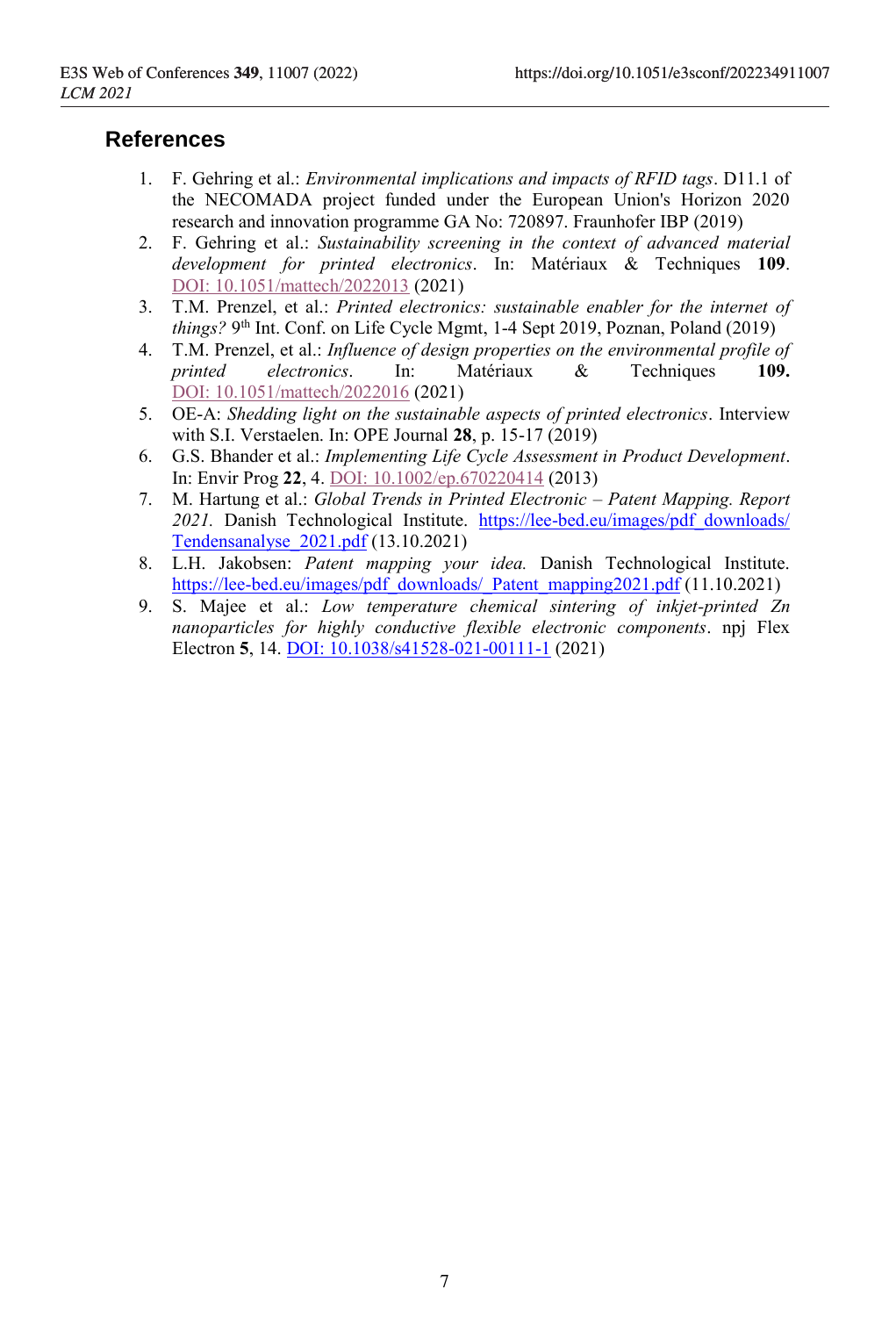## References

1. F. Gehring et al.: *Environmental implications and impacts of RFID tags*. D11.1 of the NECOMADA project funded under the European Union's Horizon 2020 research and innovation programme GA No: 720897. Fraunhofer IBP (2019)
2. F. Gehring et al.: *Sustainability screening in the context of advanced material development for printed electronics*. In: Matériaux & Techniques **109**. DOI: 10.1051/mattech/2022013 (2021)
3. T.M. Prenzel, et al.: *Printed electronics: sustainable enabler for the internet of things?* 9th Int. Conf. on Life Cycle Mgmt, 1-4 Sept 2019, Poznan, Poland (2019)
4. T.M. Prenzel, et al.: *Influence of design properties on the environmental profile of printed electronics*. In: Matériaux & Techniques **109.** DOI: 10.1051/mattech/2022016 (2021)
5. OE-A: *Shedding light on the sustainable aspects of printed electronics*. Interview with S.I. Verstaelen. In: OPE Journal **28**, p. 15-17 (2019)
6. G.S. Bhander et al.: *Implementing Life Cycle Assessment in Product Development*. In: Envir Prog **22**, 4. DOI: 10.1002/ep.670220414 (2013)
7. M. Hartung et al.: *Global Trends in Printed Electronic – Patent Mapping. Report 2021.* Danish Technological Institute. https://lee-bed.eu/images/pdf_downloads/Tendensanalyse_2021.pdf (13.10.2021)
8. L.H. Jakobsen: *Patent mapping your idea.* Danish Technological Institute. https://lee-bed.eu/images/pdf_downloads/_Patent_mapping2021.pdf (11.10.2021)
9. S. Majee et al.: *Low temperature chemical sintering of inkjet-printed Zn nanoparticles for highly conductive flexible electronic components*. npj Flex Electron **5**, 14. DOI: 10.1038/s41528-021-00111-1 (2021)